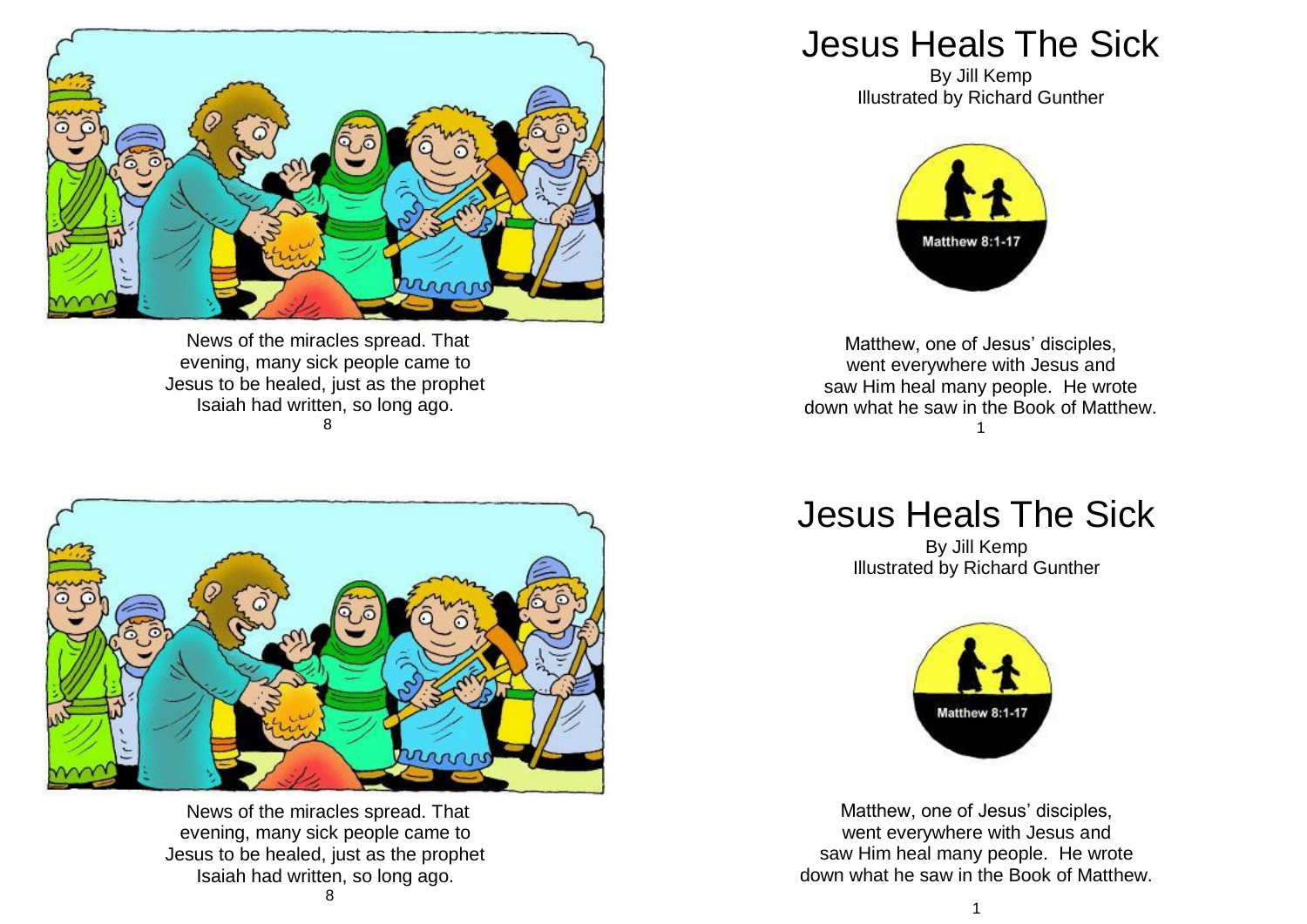News of the miracles spread. That evening, many sick people came to Jesus to be healed, just as the prophet Isaiah had written, so long ago.

# Jesus Heals The Sick

By Jill Kemp
Illustrated by Richard Gunther

Matthew 8:1-17

Matthew, one of Jesus' disciples, went everywhere with Jesus and saw Him heal many people. He wrote down what he saw in the Book of Matthew.

News of the miracles spread. That evening, many sick people came to Jesus to be healed, just as the prophet Isaiah had written, so long ago.

# Jesus Heals The Sick

By Jill Kemp
Illustrated by Richard Gunther

Matthew 8:1-17

Matthew, one of Jesus' disciples, went everywhere with Jesus and saw Him heal many people. He wrote down what he saw in the Book of Matthew.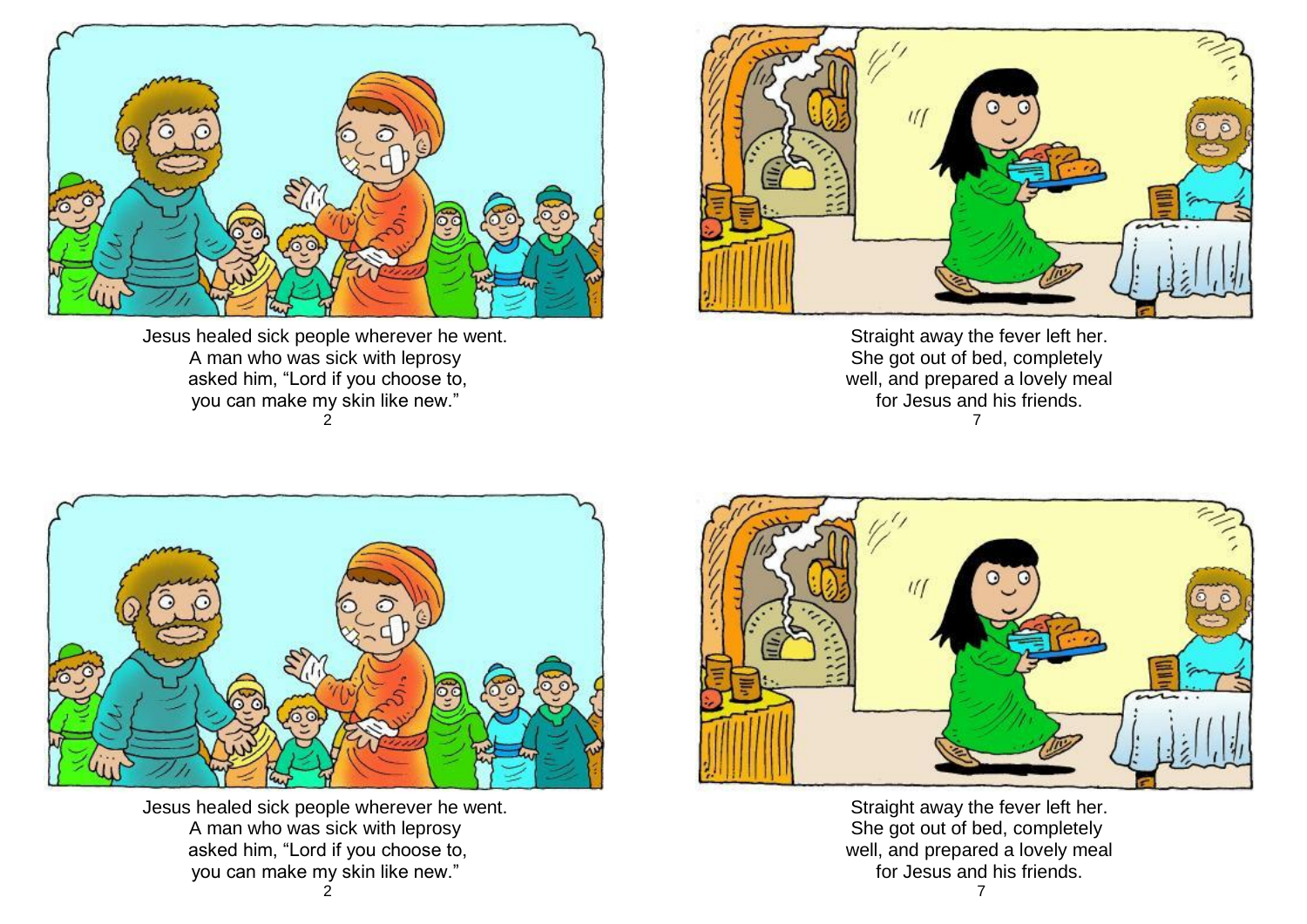Jesus healed sick people wherever he went.
A man who was sick with leprosy
asked him, "Lord if you choose to,
you can make my skin like new."

Straight away the fever left her.
She got out of bed, completely
well, and prepared a lovely meal
for Jesus and his friends.

Jesus healed sick people wherever he went.
A man who was sick with leprosy
asked him, "Lord if you choose to,
you can make my skin like new."

Straight away the fever left her.
She got out of bed, completely
well, and prepared a lovely meal
for Jesus and his friends.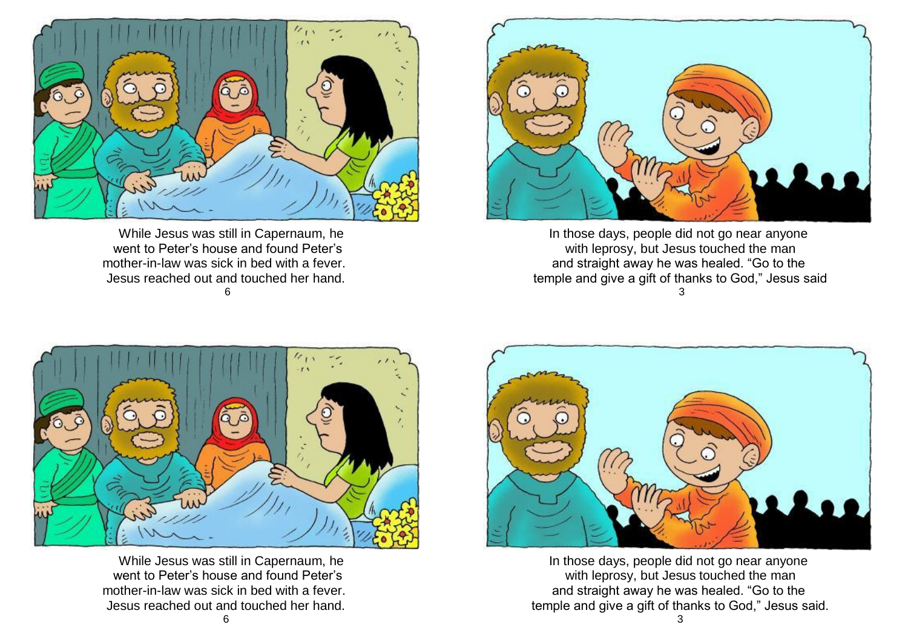While Jesus was still in Capernaum, he went to Peter's house and found Peter's mother-in-law was sick in bed with a fever. Jesus reached out and touched her hand.

In those days, people did not go near anyone with leprosy, but Jesus touched the man and straight away he was healed. "Go to the temple and give a gift of thanks to God," Jesus said

While Jesus was still in Capernaum, he went to Peter's house and found Peter's mother-in-law was sick in bed with a fever. Jesus reached out and touched her hand.

In those days, people did not go near anyone with leprosy, but Jesus touched the man and straight away he was healed. "Go to the temple and give a gift of thanks to God," Jesus said.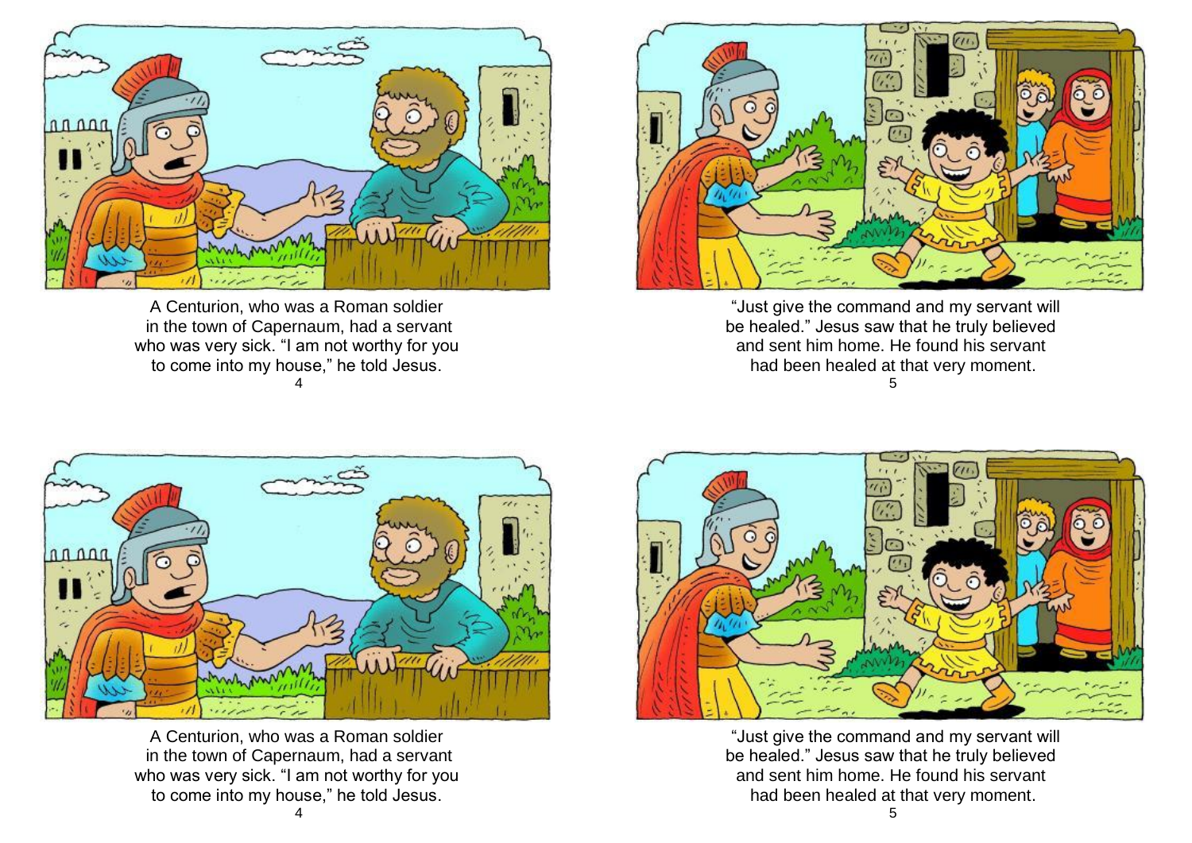A Centurion, who was a Roman soldier in the town of Capernaum, had a servant who was very sick. "I am not worthy for you to come into my house," he told Jesus.

"Just give the command and my servant will be healed." Jesus saw that he truly believed and sent him home. He found his servant had been healed at that very moment.

A Centurion, who was a Roman soldier in the town of Capernaum, had a servant who was very sick. "I am not worthy for you to come into my house," he told Jesus.

"Just give the command and my servant will be healed." Jesus saw that he truly believed and sent him home. He found his servant had been healed at that very moment.